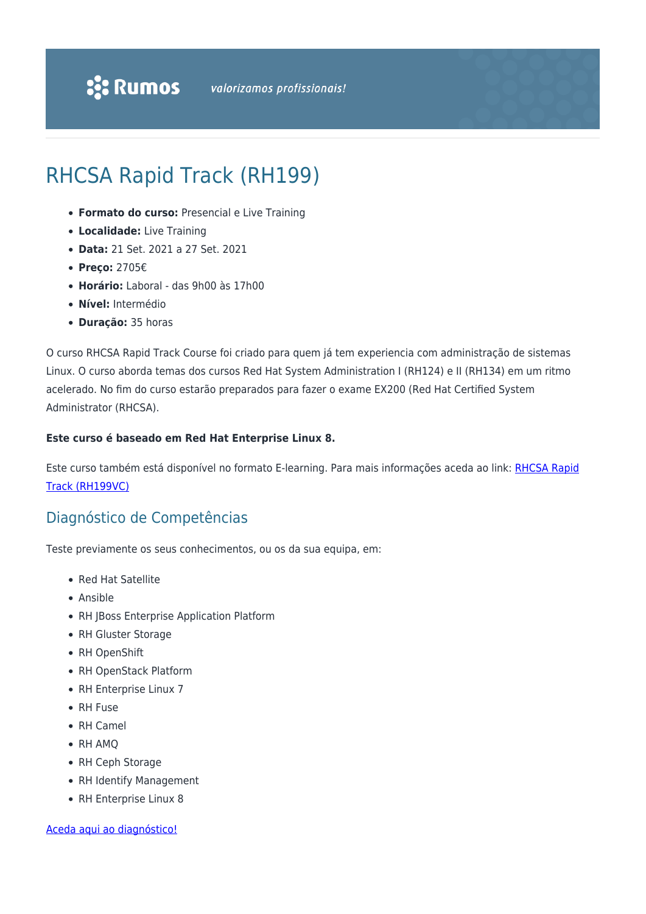# RHCSA Rapid Track (RH199)

- **Formato do curso:** Presencial e Live Training
- **Localidade:** Live Training
- **Data:** 21 Set. 2021 a 27 Set. 2021
- **Preço:** 2705€
- **Horário:** Laboral - das 9h00 às 17h00
- **Nível:** Intermédio
- **Duração:** 35 horas

O curso RHCSA Rapid Track Course foi criado para quem já tem experiencia com administração de sistemas Linux. O curso aborda temas dos cursos Red Hat System Administration I (RH124) e II (RH134) em um ritmo acelerado. No fim do curso estarão preparados para fazer o exame EX200 (Red Hat Certified System Administrator (RHCSA).

**Este curso é baseado em Red Hat Enterprise Linux 8.**

Este curso também está disponível no formato E-learning. Para mais informações aceda ao link: RHCSA Rapid Track (RH199VC)

## Diagnóstico de Competências

Teste previamente os seus conhecimentos, ou os da sua equipa, em:

- Red Hat Satellite
- Ansible
- RH JBoss Enterprise Application Platform
- RH Gluster Storage
- RH OpenShift
- RH OpenStack Platform
- RH Enterprise Linux 7
- RH Fuse
- RH Camel
- RH AMQ
- RH Ceph Storage
- RH Identify Management
- RH Enterprise Linux 8

Aceda aqui ao diagnóstico!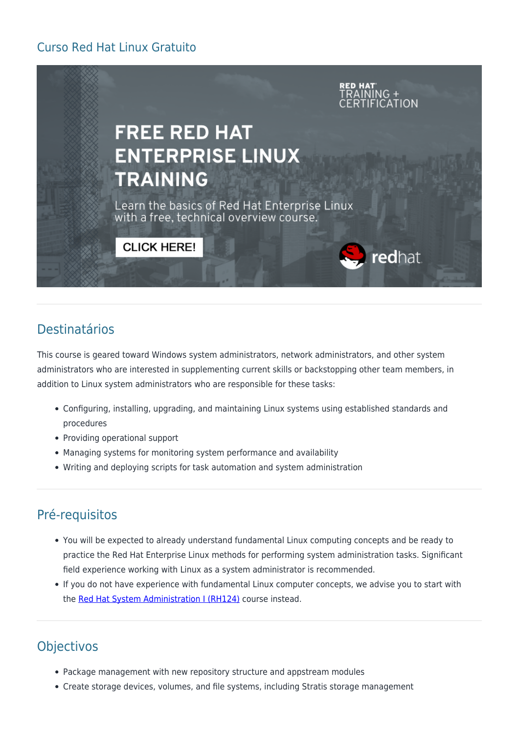## Curso Red Hat Linux Gratuito

## Destinatários

This course is geared toward Windows system administrators, network administrators, and other system administrators who are interested in supplementing current skills or backstopping other team members, in addition to Linux system administrators who are responsible for these tasks:

- Configuring, installing, upgrading, and maintaining Linux systems using established standards and procedures
- Providing operational support
- Managing systems for monitoring system performance and availability
- Writing and deploying scripts for task automation and system administration

## Pré-requisitos

- You will be expected to already understand fundamental Linux computing concepts and be ready to practice the Red Hat Enterprise Linux methods for performing system administration tasks. Significant field experience working with Linux as a system administrator is recommended.
- If you do not have experience with fundamental Linux computer concepts, we advise you to start with the Red Hat System Administration I (RH124) course instead.

## Objectivos

- Package management with new repository structure and appstream modules
- Create storage devices, volumes, and file systems, including Stratis storage management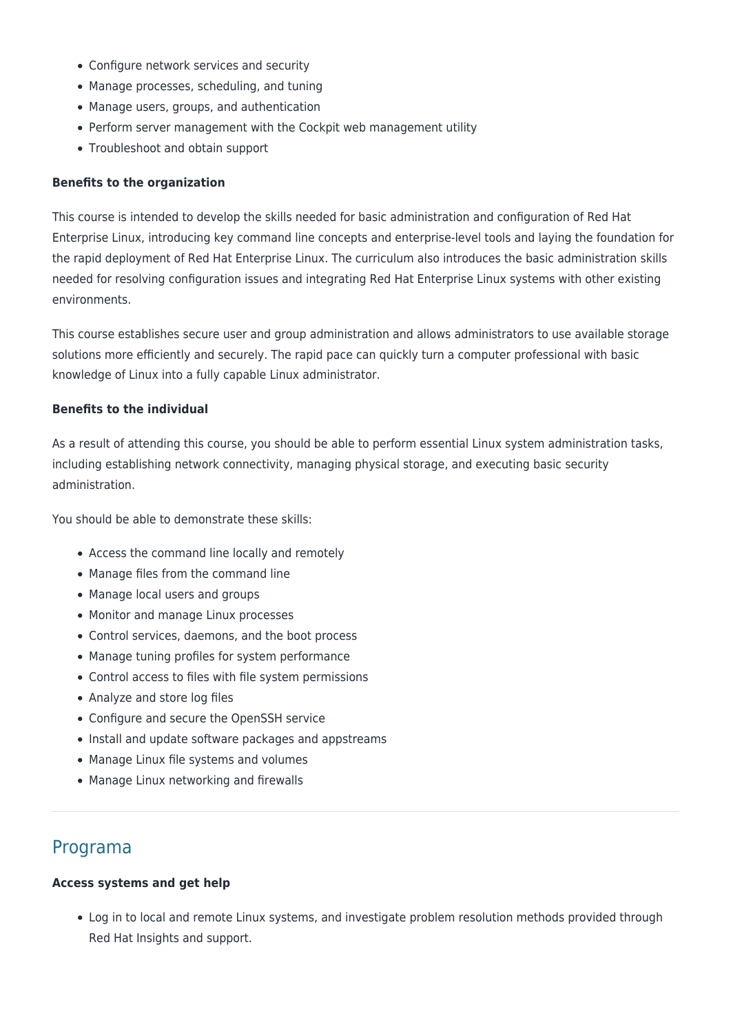- Configure network services and security
- Manage processes, scheduling, and tuning
- Manage users, groups, and authentication
- Perform server management with the Cockpit web management utility
- Troubleshoot and obtain support

**Benefits to the organization**

This course is intended to develop the skills needed for basic administration and configuration of Red Hat Enterprise Linux, introducing key command line concepts and enterprise-level tools and laying the foundation for the rapid deployment of Red Hat Enterprise Linux. The curriculum also introduces the basic administration skills needed for resolving configuration issues and integrating Red Hat Enterprise Linux systems with other existing environments.

This course establishes secure user and group administration and allows administrators to use available storage solutions more efficiently and securely. The rapid pace can quickly turn a computer professional with basic knowledge of Linux into a fully capable Linux administrator.

**Benefits to the individual**

As a result of attending this course, you should be able to perform essential Linux system administration tasks, including establishing network connectivity, managing physical storage, and executing basic security administration.

You should be able to demonstrate these skills:

- Access the command line locally and remotely
- Manage files from the command line
- Manage local users and groups
- Monitor and manage Linux processes
- Control services, daemons, and the boot process
- Manage tuning profiles for system performance
- Control access to files with file system permissions
- Analyze and store log files
- Configure and secure the OpenSSH service
- Install and update software packages and appstreams
- Manage Linux file systems and volumes
- Manage Linux networking and firewalls

---

## Programa

**Access systems and get help**

- Log in to local and remote Linux systems, and investigate problem resolution methods provided through Red Hat Insights and support.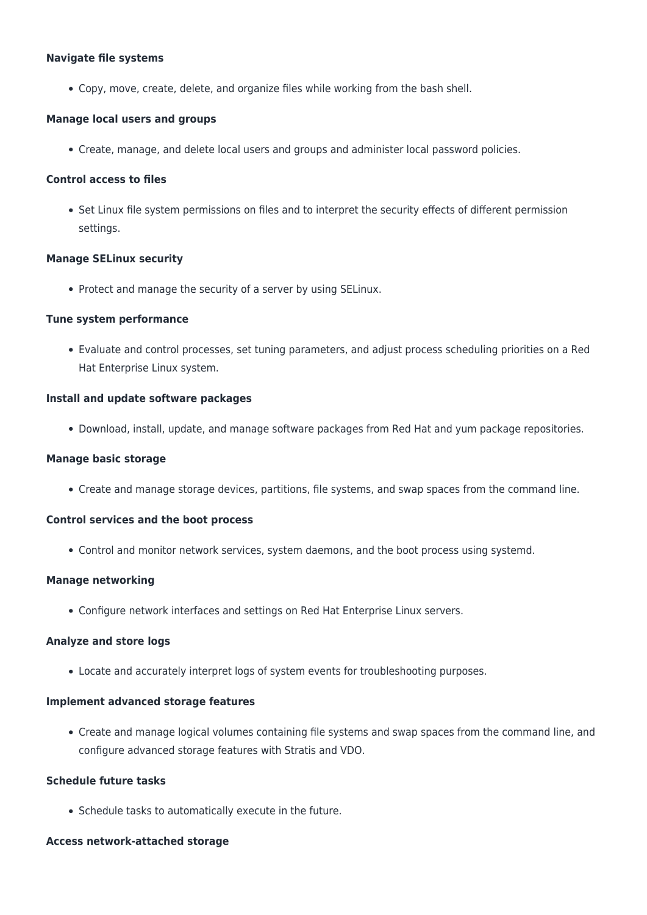**Navigate file systems**

- Copy, move, create, delete, and organize files while working from the bash shell.

**Manage local users and groups**

- Create, manage, and delete local users and groups and administer local password policies.

**Control access to files**

- Set Linux file system permissions on files and to interpret the security effects of different permission settings.

**Manage SELinux security**

- Protect and manage the security of a server by using SELinux.

**Tune system performance**

- Evaluate and control processes, set tuning parameters, and adjust process scheduling priorities on a Red Hat Enterprise Linux system.

**Install and update software packages**

- Download, install, update, and manage software packages from Red Hat and yum package repositories.

**Manage basic storage**

- Create and manage storage devices, partitions, file systems, and swap spaces from the command line.

**Control services and the boot process**

- Control and monitor network services, system daemons, and the boot process using systemd.

**Manage networking**

- Configure network interfaces and settings on Red Hat Enterprise Linux servers.

**Analyze and store logs**

- Locate and accurately interpret logs of system events for troubleshooting purposes.

**Implement advanced storage features**

- Create and manage logical volumes containing file systems and swap spaces from the command line, and configure advanced storage features with Stratis and VDO.

**Schedule future tasks**

- Schedule tasks to automatically execute in the future.

**Access network-attached storage**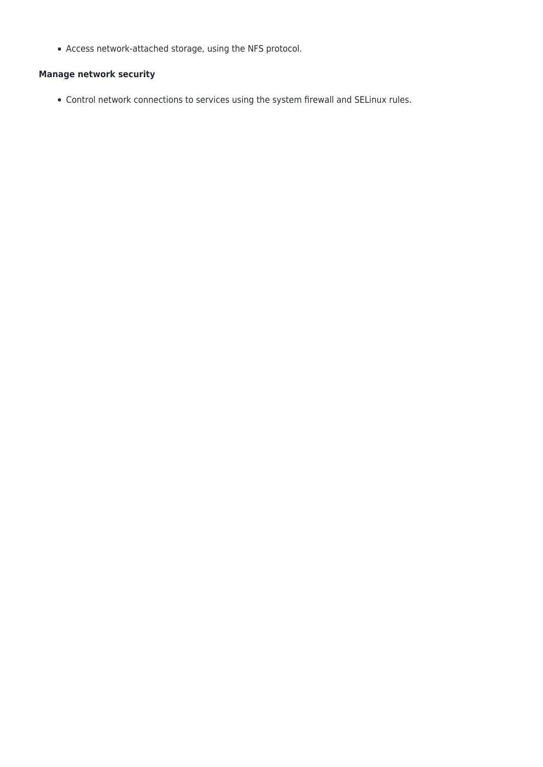- Access network-attached storage, using the NFS protocol.

**Manage network security**

- Control network connections to services using the system firewall and SELinux rules.